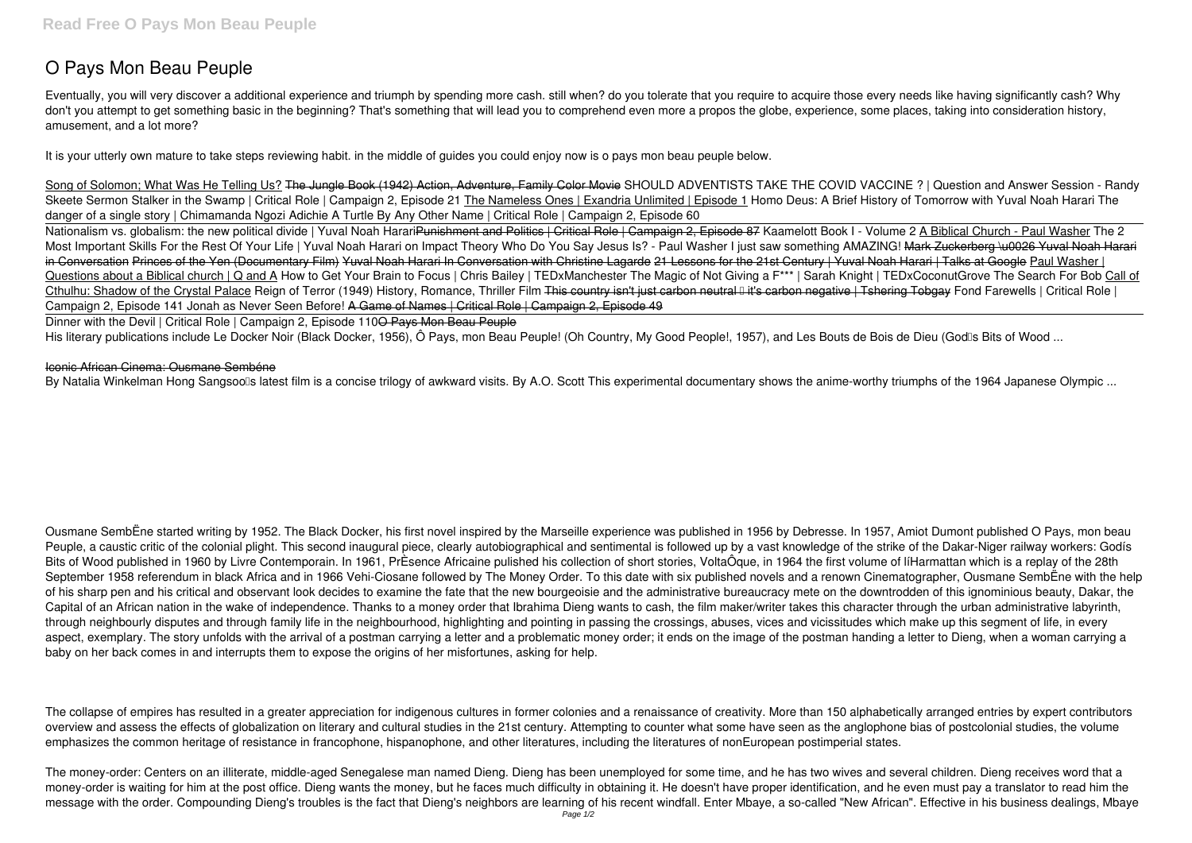# O Pays Mon Beau Peuple

Eventually, you will very discover a additional experience and triumph by spending more cash. still when? do you tolerate that you require to acquire those every needs like having significantly cash? Why don't you attempt to get something basic in the beginning? That's something that will lead you to comprehend even more a propos the globe, experience, some places, taking into consideration history, amusement, and a lot more?

It is your utterly own mature to take steps reviewing habit. in the middle of guides you could enjoy now is o pays mon beau peuple below.

Song of Solomon; What Was He Telling Us? ~~The Jungle Book (1942) Action, Adventure, Family Color Movie~~ *SHOULD ADVENTISTS TAKE THE COVID VACCINE ? | Question and Answer Session - Randy Skeete Sermon* *Stalker in the Swamp | Critical Role | Campaign 2, Episode 21* The Nameless Ones | Exandria Unlimited | Episode 1 *Homo Deus: A Brief History of Tomorrow with Yuval Noah Harari* *The danger of a single story | Chimamanda Ngozi Adichie* *A Turtle By Any Other Name | Critical Role | Campaign 2, Episode 60*

Nationalism vs. globalism: the new political divide | Yuval Noah Harari ~~Punishment and Politics | Critical Role | Campaign 2, Episode 87~~ *Kaamelott Book I - Volume 2* A Biblical Church - Paul Washer *The 2 Most Important Skills For the Rest Of Your Life | Yuval Noah Harari on Impact Theory* *Who Do You Say Jesus Is? - Paul Washer* *I just saw something AMAZING!* ~~Mark Zuckerberg \u0026 Yuval Noah Harari in Conversation~~ ~~Princes of the Yen (Documentary Film)~~ ~~Yuval Noah Harari In Conversation with Christine Lagarde~~ ~~21 Lessons for the 21st Century | Yuval Noah Harari | Talks at Google~~ Paul Washer | Questions about a Biblical church | Q and A *How to Get Your Brain to Focus | Chris Bailey | TEDxManchester* *The Magic of Not Giving a F*** | Sarah Knight | TEDxCoconutGrove* *The Search For Bob* Call of Cthulhu: Shadow of the Crystal Palace *Reign of Terror (1949) History, Romance, Thriller Film* ~~This country isn't just carbon neutral — it's carbon negative | Tshering Tobgay~~ *Fond Farewells | Critical Role | Campaign 2, Episode 141* *Jonah as Never Seen Before!* ~~A Game of Names | Critical Role | Campaign 2, Episode 49~~

Dinner with the Devil | Critical Role | Campaign 2, Episode 110 ~~O Pays Mon Beau Peuple~~

His literary publications include Le Docker Noir (Black Docker, 1956), Ô Pays, mon Beau Peuple! (Oh Country, My Good People!, 1957), and Les Bouts de Bois de Dieu (God's Bits of Wood ...

~~Iconic African Cinema: Ousmane Sembéne~~

By Natalia Winkelman Hong Sangsoo's latest film is a concise trilogy of awkward visits. By A.O. Scott This experimental documentary shows the anime-worthy triumphs of the 1964 Japanese Olympic ...

Ousmane SembËne started writing by 1952. The Black Docker, his first novel inspired by the Marseille experience was published in 1956 by Debresse. In 1957, Amiot Dumont published O Pays, mon beau Peuple, a caustic critic of the colonial plight. This second inaugural piece, clearly autobiographical and sentimental is followed up by a vast knowledge of the strike of the Dakar-Niger railway workers: Godís Bits of Wood published in 1960 by Livre Contemporain. In 1961, PrÈsence Africaine pulished his collection of short stories, VoltaÔque, in 1964 the first volume of líHarmattan which is a replay of the 28th September 1958 referendum in black Africa and in 1966 Vehi-Ciosane followed by The Money Order. To this date with six published novels and a renown Cinematographer, Ousmane SembËne with the help of his sharp pen and his critical and observant look decides to examine the fate that the new bourgeoisie and the administrative bureaucracy mete on the downtrodden of this ignominious beauty, Dakar, the Capital of an African nation in the wake of independence. Thanks to a money order that Ibrahima Dieng wants to cash, the film maker/writer takes this character through the urban administrative labyrinth, through neighbourly disputes and through family life in the neighbourhood, highlighting and pointing in passing the crossings, abuses, vices and vicissitudes which make up this segment of life, in every aspect, exemplary. The story unfolds with the arrival of a postman carrying a letter and a problematic money order; it ends on the image of the postman handing a letter to Dieng, when a woman carrying a baby on her back comes in and interrupts them to expose the origins of her misfortunes, asking for help.

The collapse of empires has resulted in a greater appreciation for indigenous cultures in former colonies and a renaissance of creativity. More than 150 alphabetically arranged entries by expert contributors overview and assess the effects of globalization on literary and cultural studies in the 21st century. Attempting to counter what some have seen as the anglophone bias of postcolonial studies, the volume emphasizes the common heritage of resistance in francophone, hispanophone, and other literatures, including the literatures of nonEuropean postimperial states.

The money-order: Centers on an illiterate, middle-aged Senegalese man named Dieng. Dieng has been unemployed for some time, and he has two wives and several children. Dieng receives word that a money-order is waiting for him at the post office. Dieng wants the money, but he faces much difficulty in obtaining it. He doesn't have proper identification, and he even must pay a translator to read him the message with the order. Compounding Dieng's troubles is the fact that Dieng's neighbors are learning of his recent windfall. Enter Mbaye, a so-called "New African". Effective in his business dealings, Mbaye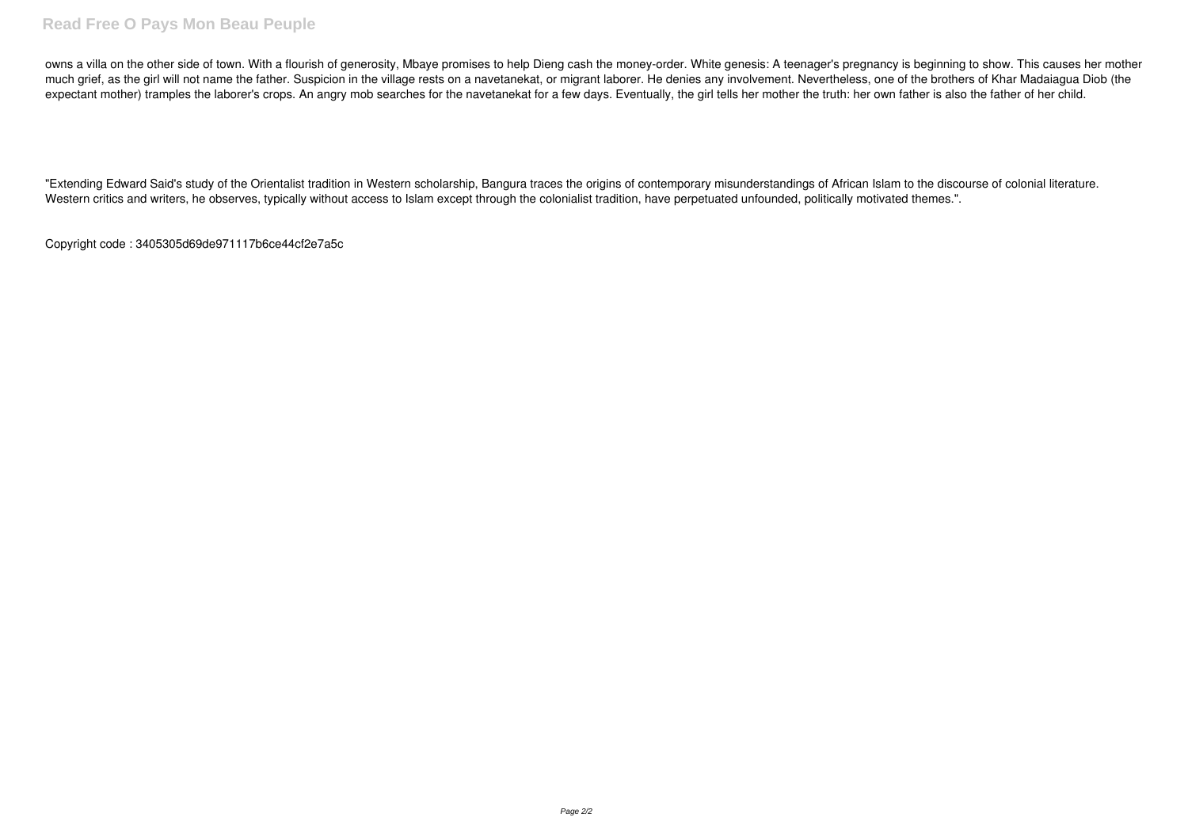owns a villa on the other side of town. With a flourish of generosity, Mbaye promises to help Dieng cash the money-order. White genesis: A teenager's pregnancy is beginning to show. This causes her mother much grief, as the girl will not name the father. Suspicion in the village rests on a navetanekat, or migrant laborer. He denies any involvement. Nevertheless, one of the brothers of Khar Madaiagua Diob (the expectant mother) tramples the laborer's crops. An angry mob searches for the navetanekat for a few days. Eventually, the girl tells her mother the truth: her own father is also the father of her child.

"Extending Edward Said's study of the Orientalist tradition in Western scholarship, Bangura traces the origins of contemporary misunderstandings of African Islam to the discourse of colonial literature. Western critics and writers, he observes, typically without access to Islam except through the colonialist tradition, have perpetuated unfounded, politically motivated themes.".

Copyright code : 3405305d69de971117b6ce44cf2e7a5c